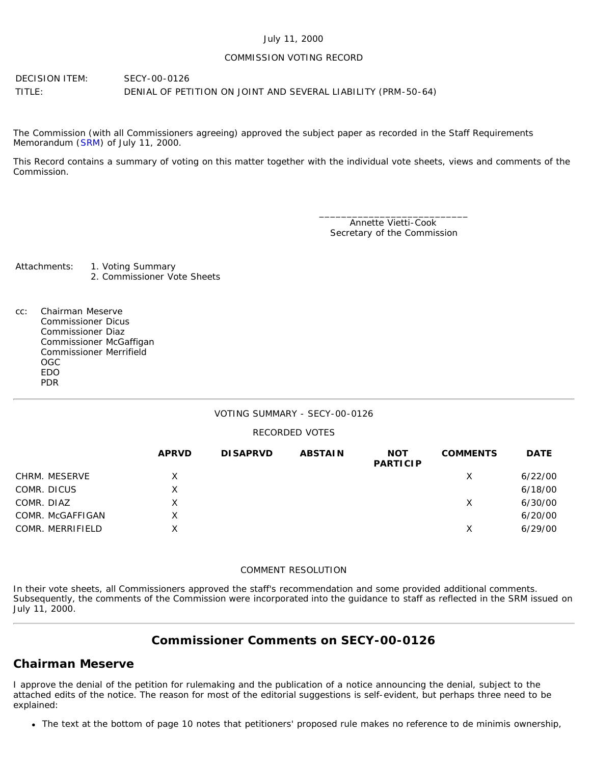July 11, 2000

COMMISSION VOTING RECORD

DECISION ITEM: SECY-00-0126

TITLE: DENIAL OF PETITION ON JOINT AND SEVERAL LIABILITY (PRM-50-64)

The Commission (with all Commissioners agreeing) approved the subject paper as recorded in the Staff Requirements Memorandum (SRM) of July 11, 2000.

This Record contains a summary of voting on this matter together with the individual vote sheets, views and comments of the Commission.

\_\_\_\_\_\_\_\_\_\_\_\_\_\_\_\_\_\_\_\_\_\_\_\_\_\_\_\_
Annette Vietti-Cook
Secretary of the Commission

Attachments:
1. Voting Summary
2. Commissioner Vote Sheets

cc:
Chairman Meserve
Commissioner Dicus
Commissioner Diaz
Commissioner McGaffigan
Commissioner Merrifield
OGC
EDO
PDR

---

VOTING SUMMARY - SECY-00-0126

RECORDED VOTES

| | APRVD | DISAPRVD | ABSTAIN | NOT PARTICIP | COMMENTS | DATE |
|---|---|---|---|---|---|---|
| CHRM. MESERVE | X | | | | X | 6/22/00 |
| COMR. DICUS | X | | | | | 6/18/00 |
| COMR. DIAZ | X | | | | X | 6/30/00 |
| COMR. McGAFFIGAN | X | | | | | 6/20/00 |
| COMR. MERRIFIELD | X | | | | X | 6/29/00 |

COMMENT RESOLUTION

In their vote sheets, all Commissioners approved the staff's recommendation and some provided additional comments. Subsequently, the comments of the Commission were incorporated into the guidance to staff as reflected in the SRM issued on July 11, 2000.

---

## Commissioner Comments on SECY-00-0126

## Chairman Meserve

I approve the denial of the petition for rulemaking and the publication of a notice announcing the denial, subject to the attached edits of the notice. The reason for most of the editorial suggestions is self-evident, but perhaps three need to be explained:

- The text at the bottom of page 10 notes that petitioners' proposed rule makes no reference to de minimis ownership,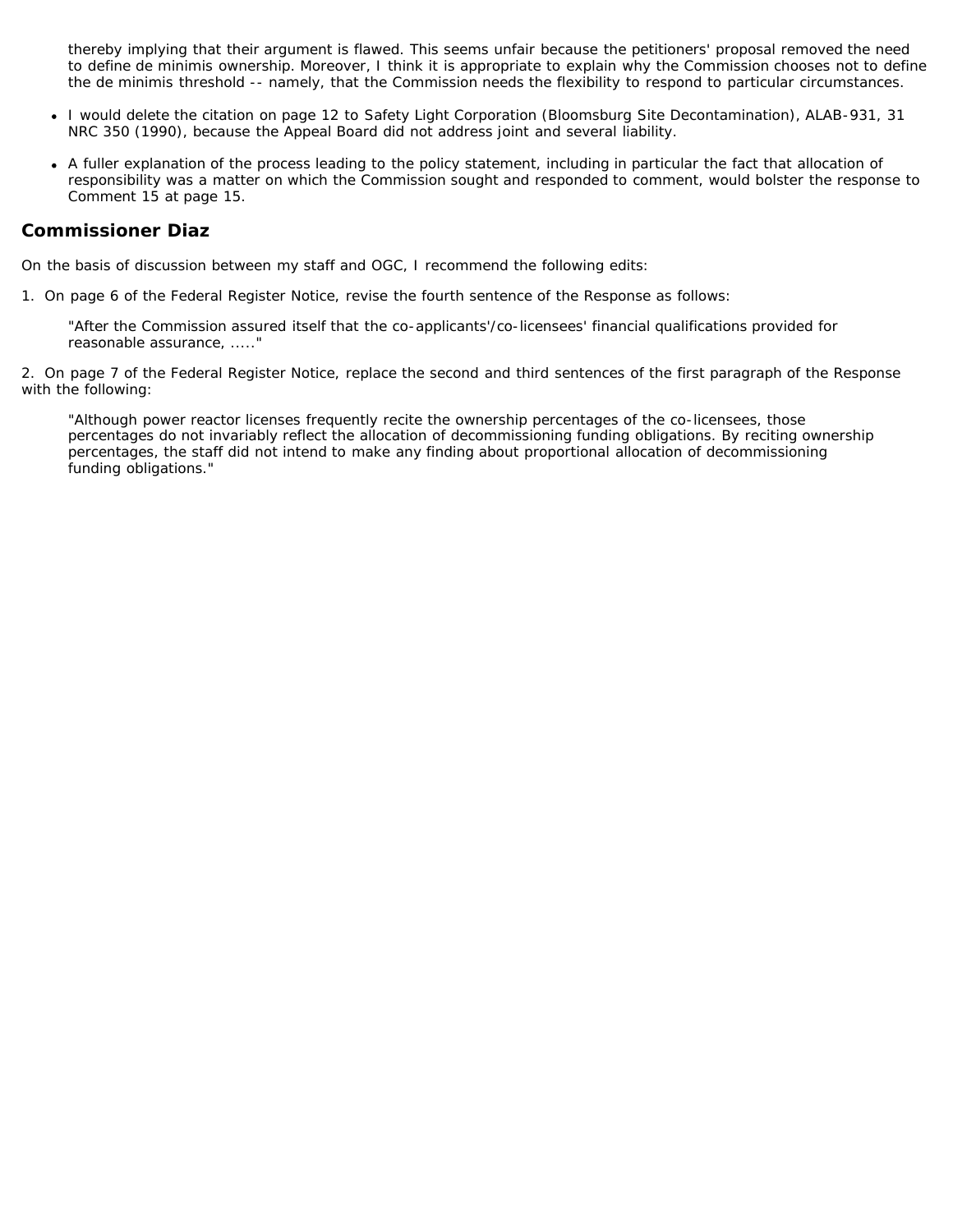thereby implying that their argument is flawed. This seems unfair because the petitioners' proposal removed the need to define de minimis ownership. Moreover, I think it is appropriate to explain why the Commission chooses not to define the de minimis threshold -- namely, that the Commission needs the flexibility to respond to particular circumstances.

- I would delete the citation on page 12 to Safety Light Corporation (Bloomsburg Site Decontamination), ALAB-931, 31 NRC 350 (1990), because the Appeal Board did not address joint and several liability.
- A fuller explanation of the process leading to the policy statement, including in particular the fact that allocation of responsibility was a matter on which the Commission sought and responded to comment, would bolster the response to Comment 15 at page 15.

## Commissioner Diaz

On the basis of discussion between my staff and OGC, I recommend the following edits:

1. On page 6 of the Federal Register Notice, revise the fourth sentence of the Response as follows:

> "After the Commission assured itself that the co-applicants'/co-licensees' financial qualifications provided for reasonable assurance, ....."

2. On page 7 of the Federal Register Notice, replace the second and third sentences of the first paragraph of the Response with the following:

> "Although power reactor licenses frequently recite the ownership percentages of the co-licensees, those percentages do not invariably reflect the allocation of decommissioning funding obligations. By reciting ownership percentages, the staff did not intend to make any finding about proportional allocation of decommissioning funding obligations."